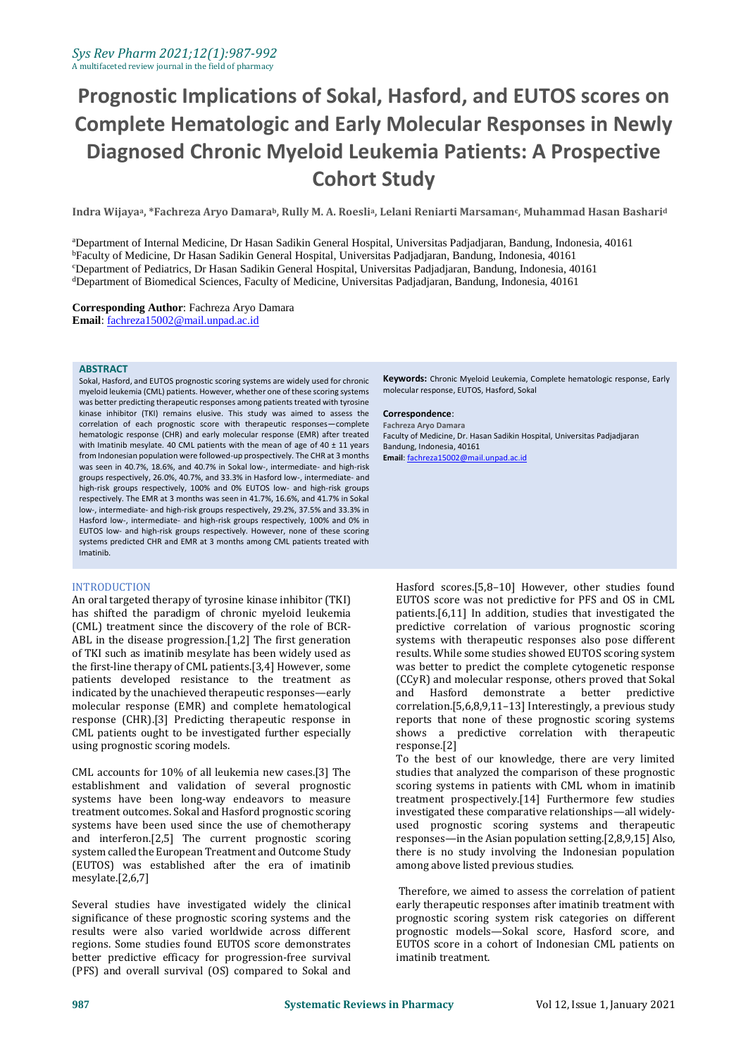# Prognostic Implications of Sokal, Hasford, and EUTOS scores on Complete Hematologic and Early Molecular Responses in Newly Diagnosed Chronic Myeloid Leukemia Patients: A Prospective Cohort Study

**Indra Wijaya[a], *Fachreza Aryo Damara[b], Rully M. A. Roesli[a], Lelani Reniarti Marsaman[c], Muhammad Hasan Bashari[d]**

[a]Department of Internal Medicine, Dr Hasan Sadikin General Hospital, Universitas Padjadjaran, Bandung, Indonesia, 40161
[b]Faculty of Medicine, Dr Hasan Sadikin General Hospital, Universitas Padjadjaran, Bandung, Indonesia, 40161
[c]Department of Pediatrics, Dr Hasan Sadikin General Hospital, Universitas Padjadjaran, Bandung, Indonesia, 40161
[d]Department of Biomedical Sciences, Faculty of Medicine, Universitas Padjadjaran, Bandung, Indonesia, 40161

**Corresponding Author**: Fachreza Aryo Damara
**Email**: fachreza15002@mail.unpad.ac.id

## ABSTRACT

Sokal, Hasford, and EUTOS prognostic scoring systems are widely used for chronic myeloid leukemia (CML) patients. However, whether one of these scoring systems was better predicting therapeutic responses among patients treated with tyrosine kinase inhibitor (TKI) remains elusive. This study was aimed to assess the correlation of each prognostic score with therapeutic responses—complete hematologic response (CHR) and early molecular response (EMR) after treated with Imatinib mesylate. 40 CML patients with the mean of age of 40 ± 11 years from Indonesian population were followed-up prospectively. The CHR at 3 months was seen in 40.7%, 18.6%, and 40.7% in Sokal low-, intermediate- and high-risk groups respectively, 26.0%, 40.7%, and 33.3% in Hasford low-, intermediate- and high-risk groups respectively, 100% and 0% EUTOS low- and high-risk groups respectively. The EMR at 3 months was seen in 41.7%, 16.6%, and 41.7% in Sokal low-, intermediate- and high-risk groups respectively, 29.2%, 37.5% and 33.3% in Hasford low-, intermediate- and high-risk groups respectively, 100% and 0% in EUTOS low- and high-risk groups respectively. However, none of these scoring systems predicted CHR and EMR at 3 months among CML patients treated with Imatinib.

**Keywords:** Chronic Myeloid Leukemia, Complete hematologic response, Early molecular response, EUTOS, Hasford, Sokal

**Correspondence**:
**Fachreza Aryo Damara**
Faculty of Medicine, Dr. Hasan Sadikin Hospital, Universitas Padjadjaran
Bandung, Indonesia, 40161
**Email**: fachreza15002@mail.unpad.ac.id

## INTRODUCTION

An oral targeted therapy of tyrosine kinase inhibitor (TKI) has shifted the paradigm of chronic myeloid leukemia (CML) treatment since the discovery of the role of BCR-ABL in the disease progression.[1,2] The first generation of TKI such as imatinib mesylate has been widely used as the first-line therapy of CML patients.[3,4] However, some patients developed resistance to the treatment as indicated by the unachieved therapeutic responses—early molecular response (EMR) and complete hematological response (CHR).[3] Predicting therapeutic response in CML patients ought to be investigated further especially using prognostic scoring models.

CML accounts for 10% of all leukemia new cases.[3] The establishment and validation of several prognostic systems have been long-way endeavors to measure treatment outcomes. Sokal and Hasford prognostic scoring systems have been used since the use of chemotherapy and interferon.[2,5] The current prognostic scoring system called the European Treatment and Outcome Study (EUTOS) was established after the era of imatinib mesylate.[2,6,7]

Several studies have investigated widely the clinical significance of these prognostic scoring systems and the results were also varied worldwide across different regions. Some studies found EUTOS score demonstrates better predictive efficacy for progression-free survival (PFS) and overall survival (OS) compared to Sokal and Hasford scores.[5,8–10] However, other studies found EUTOS score was not predictive for PFS and OS in CML patients.[6,11] In addition, studies that investigated the predictive correlation of various prognostic scoring systems with therapeutic responses also pose different results. While some studies showed EUTOS scoring system was better to predict the complete cytogenetic response (CCyR) and molecular response, others proved that Sokal and Hasford demonstrate a better predictive correlation.[5,6,8,9,11–13] Interestingly, a previous study reports that none of these prognostic scoring systems shows a predictive correlation with therapeutic response.[2]

To the best of our knowledge, there are very limited studies that analyzed the comparison of these prognostic scoring systems in patients with CML whom in imatinib treatment prospectively.[14] Furthermore few studies investigated these comparative relationships—all widely-used prognostic scoring systems and therapeutic responses—in the Asian population setting.[2,8,9,15] Also, there is no study involving the Indonesian population among above listed previous studies.

Therefore, we aimed to assess the correlation of patient early therapeutic responses after imatinib treatment with prognostic scoring system risk categories on different prognostic models—Sokal score, Hasford score, and EUTOS score in a cohort of Indonesian CML patients on imatinib treatment.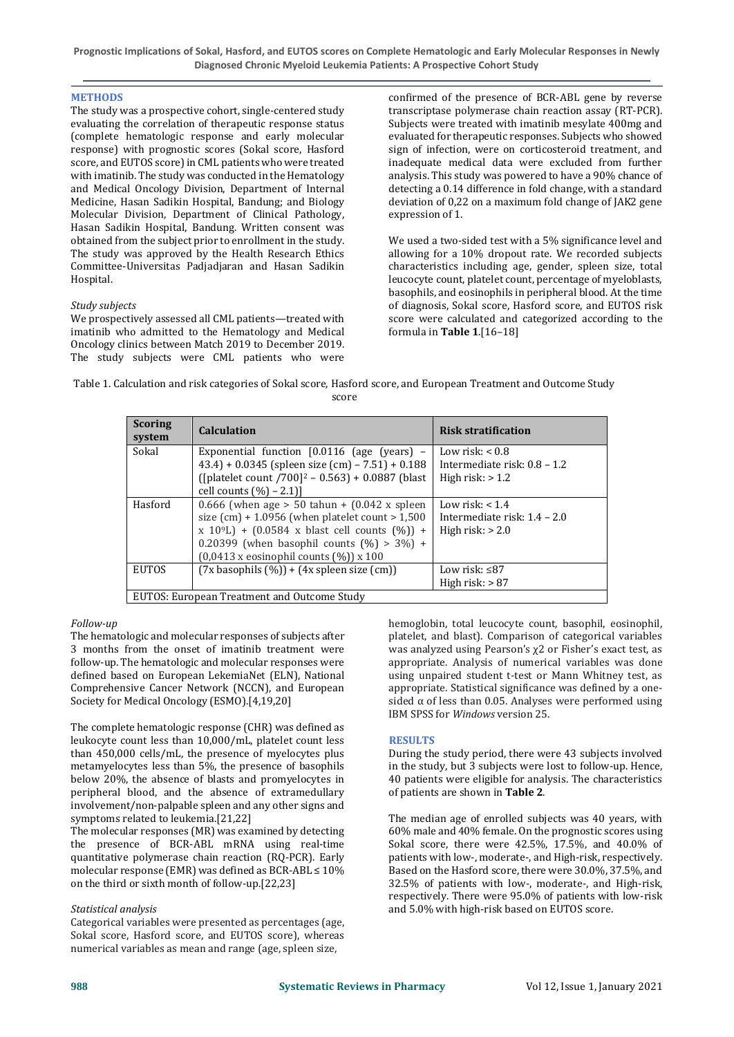## METHODS

The study was a prospective cohort, single-centered study evaluating the correlation of therapeutic response status (complete hematologic response and early molecular response) with prognostic scores (Sokal score, Hasford score, and EUTOS score) in CML patients who were treated with imatinib. The study was conducted in the Hematology and Medical Oncology Division, Department of Internal Medicine, Hasan Sadikin Hospital, Bandung; and Biology Molecular Division, Department of Clinical Pathology, Hasan Sadikin Hospital, Bandung. Written consent was obtained from the subject prior to enrollment in the study. The study was approved by the Health Research Ethics Committee-Universitas Padjadjaran and Hasan Sadikin Hospital.

### *Study subjects*

We prospectively assessed all CML patients—treated with imatinib who admitted to the Hematology and Medical Oncology clinics between Match 2019 to December 2019. The study subjects were CML patients who were confirmed of the presence of BCR-ABL gene by reverse transcriptase polymerase chain reaction assay (RT-PCR). Subjects were treated with imatinib mesylate 400mg and evaluated for therapeutic responses. Subjects who showed sign of infection, were on corticosteroid treatment, and inadequate medical data were excluded from further analysis. This study was powered to have a 90% chance of detecting a 0.14 difference in fold change, with a standard deviation of 0,22 on a maximum fold change of JAK2 gene expression of 1.

We used a two-sided test with a 5% significance level and allowing for a 10% dropout rate. We recorded subjects characteristics including age, gender, spleen size, total leucocyte count, platelet count, percentage of myeloblasts, basophils, and eosinophils in peripheral blood. At the time of diagnosis, Sokal score, Hasford score, and EUTOS risk score were calculated and categorized according to the formula in **Table 1**.[16–18]

Table 1. Calculation and risk categories of Sokal score, Hasford score, and European Treatment and Outcome Study score

| Scoring system | Calculation | Risk stratification |
|---|---|---|
| Sokal | Exponential function [0.0116 (age (years) – 43.4) + 0.0345 (spleen size (cm) – 7.51) + 0.188 ([platelet count /700]$^2$ – 0.563) + 0.0887 (blast cell counts (%) – 2.1)] | Low risk: < 0.8<br>Intermediate risk: 0.8 – 1.2<br>High risk: > 1.2 |
| Hasford | 0.666 (when age > 50 tahun + (0.042 x spleen size (cm) + 1.0956 (when platelet count > 1,500 x $10^9$L) + (0.0584 x blast cell counts (%)) + 0.20399 (when basophil counts (%) > 3%) + (0,0413 x eosinophil counts (%)) x 100 | Low risk: < 1.4<br>Intermediate risk: 1.4 – 2.0<br>High risk: > 2.0 |
| EUTOS | (7x basophils (%)) + (4x spleen size (cm)) | Low risk: ≤87<br>High risk: > 87 |
| EUTOS: European Treatment and Outcome Study | | |

### *Follow-up*

The hematologic and molecular responses of subjects after 3 months from the onset of imatinib treatment were follow-up. The hematologic and molecular responses were defined based on European LekemiaNet (ELN), National Comprehensive Cancer Network (NCCN), and European Society for Medical Oncology (ESMO).[4,19,20]

The complete hematologic response (CHR) was defined as leukocyte count less than 10,000/mL, platelet count less than 450,000 cells/mL, the presence of myelocytes plus metamyelocytes less than 5%, the presence of basophils below 20%, the absence of blasts and promyelocytes in peripheral blood, and the absence of extramedullary involvement/non-palpable spleen and any other signs and symptoms related to leukemia.[21,22]
The molecular responses (MR) was examined by detecting the presence of BCR-ABL mRNA using real-time quantitative polymerase chain reaction (RQ-PCR). Early molecular response (EMR) was defined as BCR-ABL ≤ 10% on the third or sixth month of follow-up.[22,23]

### *Statistical analysis*

Categorical variables were presented as percentages (age, Sokal score, Hasford score, and EUTOS score), whereas numerical variables as mean and range (age, spleen size, hemoglobin, total leucocyte count, basophil, eosinophil, platelet, and blast). Comparison of categorical variables was analyzed using Pearson's $\chi 2$ or Fisher's exact test, as appropriate. Analysis of numerical variables was done using unpaired student t-test or Mann Whitney test, as appropriate. Statistical significance was defined by a one-sided $\alpha$ of less than 0.05. Analyses were performed using IBM SPSS for *Windows* version 25.

## RESULTS

During the study period, there were 43 subjects involved in the study, but 3 subjects were lost to follow-up. Hence, 40 patients were eligible for analysis. The characteristics of patients are shown in **Table 2**.

The median age of enrolled subjects was 40 years, with 60% male and 40% female. On the prognostic scores using Sokal score, there were 42.5%, 17.5%, and 40.0% of patients with low-, moderate-, and High-risk, respectively. Based on the Hasford score, there were 30.0%, 37.5%, and 32.5% of patients with low-, moderate-, and High-risk, respectively. There were 95.0% of patients with low-risk and 5.0% with high-risk based on EUTOS score.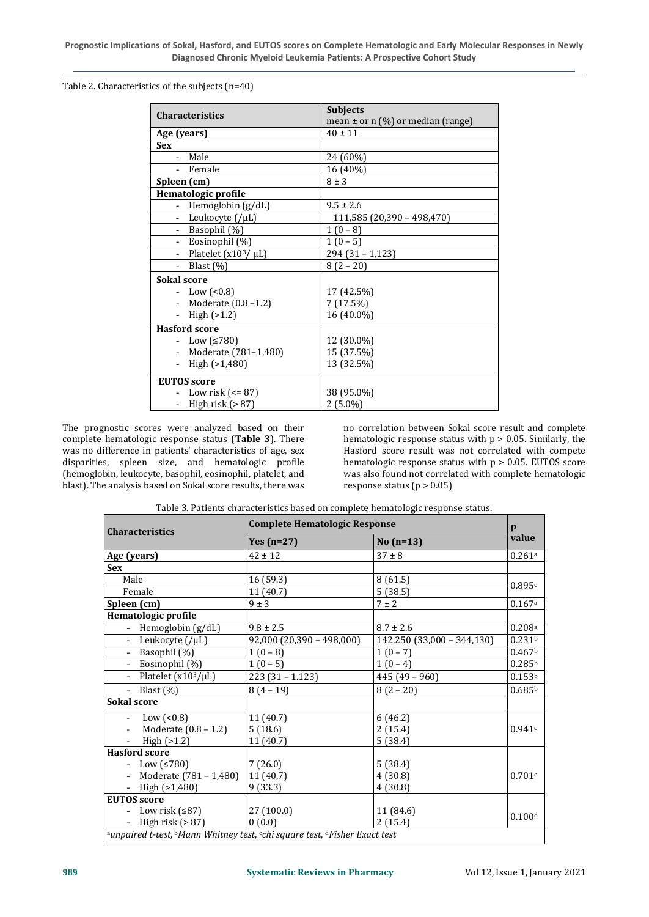Table 2. Characteristics of the subjects (n=40)

| Characteristics | Subjects mean ± or n (%) or median (range) |
|---|---|
| **Age (years)** | 40 ± 11 |
| **Sex** | |
| - Male | 24 (60%) |
| - Female | 16 (40%) |
| **Spleen (cm)** | 8 ± 3 |
| **Hematologic profile** | |
| - Hemoglobin (g/dL) | 9.5 ± 2.6 |
| - Leukocyte (/μL) | 111,585 (20,390 – 498,470) |
| - Basophil (%) | 1 (0 – 8) |
| - Eosinophil (%) | 1 (0 – 5) |
| - Platelet ($x10^3$/ μL) | 294 (31 – 1,123) |
| - Blast (%) | 8 (2 – 20) |
| **Sokal score** | |
| - Low (<0.8) | 17 (42.5%) |
| - Moderate (0.8 –1.2) | 7 (17.5%) |
| - High (>1.2) | 16 (40.0%) |
| **Hasford score** | |
| - Low (≤780) | 12 (30.0%) |
| - Moderate (781–1,480) | 15 (37.5%) |
| - High (>1,480) | 13 (32.5%) |
| **EUTOS score** | |
| - Low risk (<= 87) | 38 (95.0%) |
| - High risk (> 87) | 2 (5.0%) |

The prognostic scores were analyzed based on their complete hematologic response status (**Table 3**). There was no difference in patients' characteristics of age, sex disparities, spleen size, and hematologic profile (hemoglobin, leukocyte, basophil, eosinophil, platelet, and blast). The analysis based on Sokal score results, there was no correlation between Sokal score result and complete hematologic response status with $p > 0.05$. Similarly, the Hasford score result was not correlated with compete hematologic response status with $p > 0.05$. EUTOS score was also found not correlated with complete hematologic response status ($p > 0.05$)

Table 3. Patients characteristics based on complete hematologic response status.

| Characteristics | Complete Hematologic Response | | p value |
|---|---|---|---|
| | Yes (n=27) | No (n=13) | |
| **Age (years)** | 42 ± 12 | 37 ± 8 | 0.261[a] |
| **Sex** | | | |
| Male | 16 (59.3) | 8 (61.5) | 0.895[c] |
| Female | 11 (40.7) | 5 (38.5) | |
| **Spleen (cm)** | 9 ± 3 | 7 ± 2 | 0.167[a] |
| **Hematologic profile** | | | |
| - Hemoglobin (g/dL) | 9.8 ± 2.5 | 8.7 ± 2.6 | 0.208[a] |
| - Leukocyte (/μL) | 92,000 (20,390 – 498,000) | 142,250 (33,000 – 344,130) | 0.231[b] |
| - Basophil (%) | 1 (0 – 8) | 1 (0 – 7) | 0.467[b] |
| - Eosinophil (%) | 1 (0 – 5) | 1 (0 – 4) | 0.285[b] |
| - Platelet ($x10^3$/μL) | 223 (31 - 1.123) | 445 (49 – 960) | 0.153[b] |
| - Blast (%) | 8 (4 – 19) | 8 (2 – 20) | 0.685[b] |
| **Sokal score** | | | |
| - Low (<0.8) | 11 (40.7) | 6 (46.2) | 0.941[c] |
| - Moderate (0.8 – 1.2) | 5 (18.6) | 2 (15.4) | |
| - High (>1.2) | 11 (40.7) | 5 (38.4) | |
| **Hasford score** | | | |
| - Low (≤780) | 7 (26.0) | 5 (38.4) | 0.701[c] |
| - Moderate (781 – 1,480) | 11 (40.7) | 4 (30.8) | |
| - High (>1,480) | 9 (33.3) | 4 (30.8) | |
| **EUTOS score** | | | |
| - Low risk (≤87) | 27 (100.0) | 11 (84.6) | 0.100[d] |
| - High risk (> 87) | 0 (0.0) | 2 (15.4) | |

[a]*unpaired t-test*, [b]*Mann Whitney test*, [c]*chi square test*, [d]*Fisher Exact test*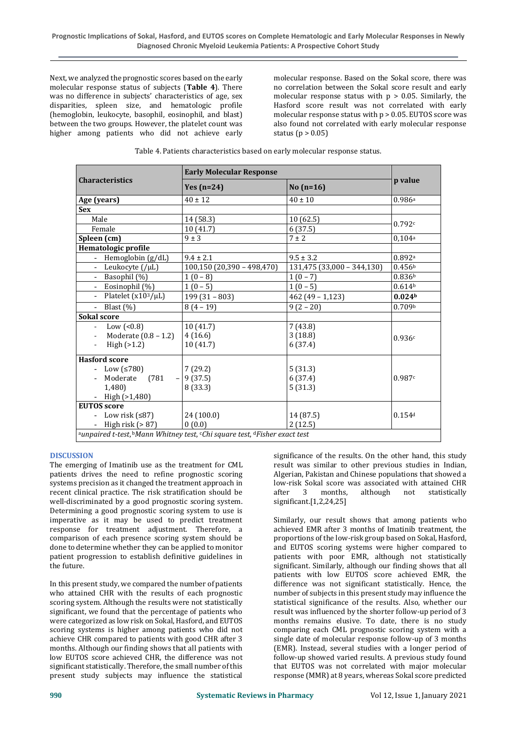Next, we analyzed the prognostic scores based on the early molecular response status of subjects (**Table 4**). There was no difference in subjects' characteristics of age, sex disparities, spleen size, and hematologic profile (hemoglobin, leukocyte, basophil, eosinophil, and blast) between the two groups. However, the platelet count was higher among patients who did not achieve early molecular response. Based on the Sokal score, there was no correlation between the Sokal score result and early molecular response status with $p > 0.05$. Similarly, the Hasford score result was not correlated with early molecular response status with $p > 0.05$. EUTOS score was also found not correlated with early molecular response status ($p > 0.05$)

Table 4. Patients characteristics based on early molecular response status.

| Characteristics | Early Molecular Response | | p value |
|---|---|---|---|
| | Yes (n=24) | No (n=16) | |
| **Age (years)** | 40 ± 12 | 40 ± 10 | 0.986[a] |
| **Sex** | | | |
| Male | 14 (58.3) | 10 (62.5) | 0.792[c] |
| Female | 10 (41.7) | 6 (37.5) | |
| **Spleen (cm)** | 9 ± 3 | 7 ± 2 | 0,104[a] |
| **Hematologic profile** | | | |
| - Hemoglobin (g/dL) | 9.4 ± 2.1 | 9.5 ± 3.2 | 0.892[a] |
| - Leukocyte (/μL) | 100,150 (20,390 – 498,470) | 131,475 (33,000 – 344,130) | 0.456[b] |
| - Basophil (%) | 1 (0 – 8) | 1 (0 – 7) | 0.836[b] |
| - Eosinophil (%) | 1 (0 – 5) | 1 (0 – 5) | 0.614[b] |
| - Platelet ($x10^3$/μL) | 199 (31 – 803) | 462 (49 – 1,123) | **0.024[b]** |
| - Blast (%) | 8 (4 – 19) | 9 (2 – 20) | 0.709[b] |
| **Sokal score** | | | |
| - Low (<0.8) | 10 (41.7) | 7 (43.8) | 0.936[c] |
| - Moderate (0.8 – 1.2) | 4 (16.6) | 3 (18.8) | |
| - High (>1.2) | 10 (41.7) | 6 (37.4) | |
| **Hasford score** | | | |
| - Low (≤780) | 7 (29.2) | 5 (31.3) | 0.987[c] |
| - Moderate (781 – 1,480) | 9 (37.5) | 6 (37.4) | |
| - High (>1,480) | 8 (33.3) | 5 (31.3) | |
| **EUTOS score** | | | |
| - Low risk (≤87) | 24 (100.0) | 14 (87.5) | 0.154[d] |
| - High risk (> 87) | 0 (0.0) | 2 (12.5) | |

[a]*unpaired t-test*, [b]*Mann Whitney test*, [c]*Chi square test*, [d]*Fisher exact test*

## DISCUSSION

The emerging of Imatinib use as the treatment for CML patients drives the need to refine prognostic scoring systems precision as it changed the treatment approach in recent clinical practice. The risk stratification should be well-discriminated by a good prognostic scoring system. Determining a good prognostic scoring system to use is imperative as it may be used to predict treatment response for treatment adjustment. Therefore, a comparison of each presence scoring system should be done to determine whether they can be applied to monitor patient progression to establish definitive guidelines in the future.

In this present study, we compared the number of patients who attained CHR with the results of each prognostic scoring system. Although the results were not statistically significant, we found that the percentage of patients who were categorized as low risk on Sokal, Hasford, and EUTOS scoring systems is higher among patients who did not achieve CHR compared to patients with good CHR after 3 months. Although our finding shows that all patients with low EUTOS score achieved CHR, the difference was not significant statistically. Therefore, the small number of this present study subjects may influence the statistical significance of the results. On the other hand, this study result was similar to other previous studies in Indian, Algerian, Pakistan and Chinese populations that showed a low-risk Sokal score was associated with attained CHR after 3 months, although not statistically significant.[1,2,24,25]

Similarly, our result shows that among patients who achieved EMR after 3 months of Imatinib treatment, the proportions of the low-risk group based on Sokal, Hasford, and EUTOS scoring systems were higher compared to patients with poor EMR, although not statistically significant. Similarly, although our finding shows that all patients with low EUTOS score achieved EMR, the difference was not significant statistically. Hence, the number of subjects in this present study may influence the statistical significance of the results. Also, whether our result was influenced by the shorter follow-up period of 3 months remains elusive. To date, there is no study comparing each CML prognostic scoring system with a single date of molecular response follow-up of 3 months (EMR). Instead, several studies with a longer period of follow-up showed varied results. A previous study found that EUTOS was not correlated with major molecular response (MMR) at 8 years, whereas Sokal score predicted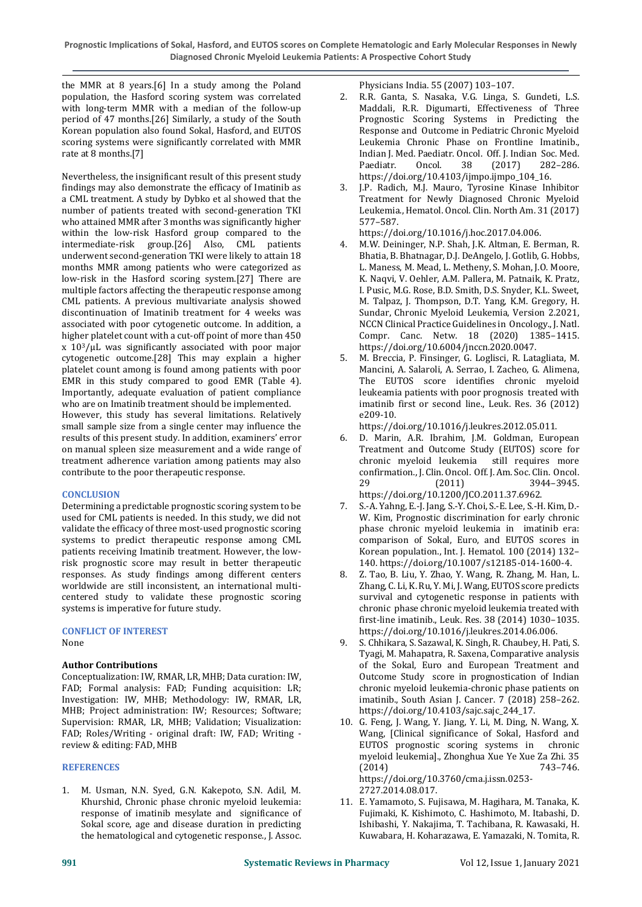the MMR at 8 years.[6] In a study among the Poland population, the Hasford scoring system was correlated with long-term MMR with a median of the follow-up period of 47 months.[26] Similarly, a study of the South Korean population also found Sokal, Hasford, and EUTOS scoring systems were significantly correlated with MMR rate at 8 months.[7]

Nevertheless, the insignificant result of this present study findings may also demonstrate the efficacy of Imatinib as a CML treatment. A study by Dybko et al showed that the number of patients treated with second-generation TKI who attained MMR after 3 months was significantly higher within the low-risk Hasford group compared to the intermediate-risk group.[26] Also, CML patients underwent second-generation TKI were likely to attain 18 months MMR among patients who were categorized as low-risk in the Hasford scoring system.[27] There are multiple factors affecting the therapeutic response among CML patients. A previous multivariate analysis showed discontinuation of Imatinib treatment for 4 weeks was associated with poor cytogenetic outcome. In addition, a higher platelet count with a cut-off point of more than 450 x $10^3$/μL was significantly associated with poor major cytogenetic outcome.[28] This may explain a higher platelet count among is found among patients with poor EMR in this study compared to good EMR (Table 4). Importantly, adequate evaluation of patient compliance who are on Imatinib treatment should be implemented.
However, this study has several limitations. Relatively small sample size from a single center may influence the results of this present study. In addition, examiners' error on manual spleen size measurement and a wide range of treatment adherence variation among patients may also contribute to the poor therapeutic response.

## CONCLUSION

Determining a predictable prognostic scoring system to be used for CML patients is needed. In this study, we did not validate the efficacy of three most-used prognostic scoring systems to predict therapeutic response among CML patients receiving Imatinib treatment. However, the low-risk prognostic score may result in better therapeutic responses. As study findings among different centers worldwide are still inconsistent, an international multi-centered study to validate these prognostic scoring systems is imperative for future study.

## CONFLICT OF INTEREST

None

### Author Contributions

Conceptualization: IW, RMAR, LR, MHB; Data curation: IW, FAD; Formal analysis: FAD; Funding acquisition: LR; Investigation: IW, MHB; Methodology: IW, RMAR, LR, MHB; Project administration: IW; Resources; Software; Supervision: RMAR, LR, MHB; Validation; Visualization: FAD; Roles/Writing - original draft: IW, FAD; Writing - review & editing: FAD, MHB

## REFERENCES

1. M. Usman, N.N. Syed, G.N. Kakepoto, S.N. Adil, M. Khurshid, Chronic phase chronic myeloid leukemia: response of imatinib mesylate and significance of Sokal score, age and disease duration in predicting the hematological and cytogenetic response., J. Assoc. Physicians India. 55 (2007) 103–107.
2. R.R. Ganta, S. Nasaka, V.G. Linga, S. Gundeti, L.S. Maddali, R.R. Digumarti, Effectiveness of Three Prognostic Scoring Systems in Predicting the Response and Outcome in Pediatric Chronic Myeloid Leukemia Chronic Phase on Frontline Imatinib., Indian J. Med. Paediatr. Oncol. Off. J. Indian Soc. Med. Paediatr. Oncol. 38 (2017) 282–286. https://doi.org/10.4103/ijmpo.ijmpo_104_16.
3. J.P. Radich, M.J. Mauro, Tyrosine Kinase Inhibitor Treatment for Newly Diagnosed Chronic Myeloid Leukemia., Hematol. Oncol. Clin. North Am. 31 (2017) 577–587. https://doi.org/10.1016/j.hoc.2017.04.006.
4. M.W. Deininger, N.P. Shah, J.K. Altman, E. Berman, R. Bhatia, B. Bhatnagar, D.J. DeAngelo, J. Gotlib, G. Hobbs, L. Maness, M. Mead, L. Metheny, S. Mohan, J.O. Moore, K. Naqvi, V. Oehler, A.M. Pallera, M. Patnaik, K. Pratz, I. Pusic, M.G. Rose, B.D. Smith, D.S. Snyder, K.L. Sweet, M. Talpaz, J. Thompson, D.T. Yang, K.M. Gregory, H. Sundar, Chronic Myeloid Leukemia, Version 2.2021, NCCN Clinical Practice Guidelines in Oncology., J. Natl. Compr. Canc. Netw. 18 (2020) 1385–1415. https://doi.org/10.6004/jnccn.2020.0047.
5. M. Breccia, P. Finsinger, G. Loglisci, R. Latagliata, M. Mancini, A. Salaroli, A. Serrao, I. Zacheo, G. Alimena, The EUTOS score identifies chronic myeloid leukeamia patients with poor prognosis treated with imatinib first or second line., Leuk. Res. 36 (2012) e209-10. https://doi.org/10.1016/j.leukres.2012.05.011.
6. D. Marin, A.R. Ibrahim, J.M. Goldman, European Treatment and Outcome Study (EUTOS) score for chronic myeloid leukemia still requires more confirmation., J. Clin. Oncol. Off. J. Am. Soc. Clin. Oncol. 29 (2011) 3944–3945. https://doi.org/10.1200/JCO.2011.37.6962.
7. S.-A. Yahng, E.-J. Jang, S.-Y. Choi, S.-E. Lee, S.-H. Kim, D.-W. Kim, Prognostic discrimination for early chronic phase chronic myeloid leukemia in imatinib era: comparison of Sokal, Euro, and EUTOS scores in Korean population., Int. J. Hematol. 100 (2014) 132–140. https://doi.org/10.1007/s12185-014-1600-4.
8. Z. Tao, B. Liu, Y. Zhao, Y. Wang, R. Zhang, M. Han, L. Zhang, C. Li, K. Ru, Y. Mi, J. Wang, EUTOS score predicts survival and cytogenetic response in patients with chronic phase chronic myeloid leukemia treated with first-line imatinib., Leuk. Res. 38 (2014) 1030–1035. https://doi.org/10.1016/j.leukres.2014.06.006.
9. S. Chhikara, S. Sazawal, K. Singh, R. Chaubey, H. Pati, S. Tyagi, M. Mahapatra, R. Saxena, Comparative analysis of the Sokal, Euro and European Treatment and Outcome Study score in prognostication of Indian chronic myeloid leukemia-chronic phase patients on imatinib., South Asian J. Cancer. 7 (2018) 258–262. https://doi.org/10.4103/sajc.sajc_244_17.
10. G. Feng, J. Wang, Y. Jiang, Y. Li, M. Ding, N. Wang, X. Wang, [Clinical significance of Sokal, Hasford and EUTOS prognostic scoring systems in chronic myeloid leukemia]., Zhonghua Xue Ye Xue Za Zhi. 35 (2014) 743–746. https://doi.org/10.3760/cma.j.issn.0253-2727.2014.08.017.
11. E. Yamamoto, S. Fujisawa, M. Hagihara, M. Tanaka, K. Fujimaki, K. Kishimoto, C. Hashimoto, M. Itabashi, D. Ishibashi, Y. Nakajima, T. Tachibana, R. Kawasaki, H. Kuwabara, H. Koharazawa, E. Yamazaki, N. Tomita, R.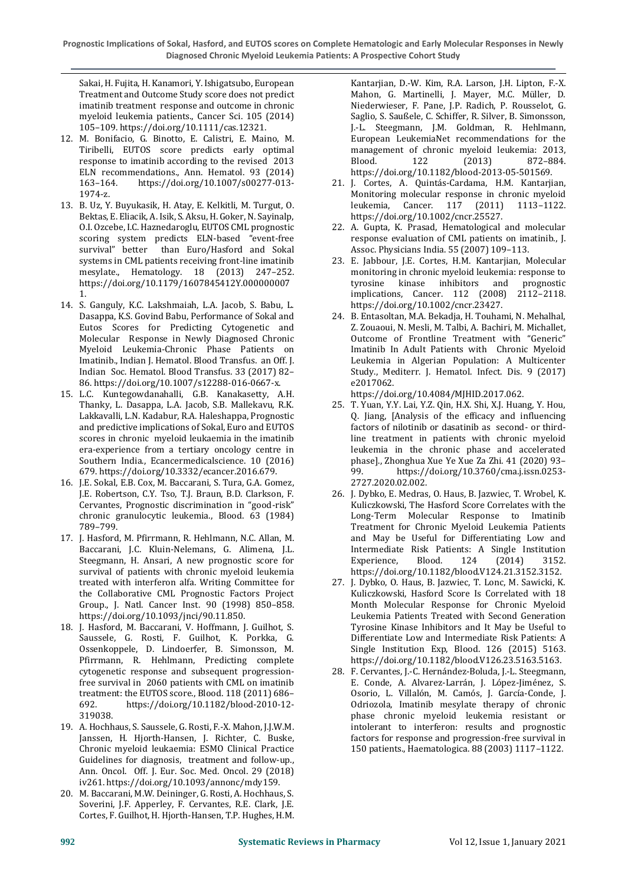Sakai, H. Fujita, H. Kanamori, Y. Ishigatsubo, European Treatment and Outcome Study score does not predict imatinib treatment response and outcome in chronic myeloid leukemia patients., Cancer Sci. 105 (2014) 105–109. https://doi.org/10.1111/cas.12321.

12. M. Bonifacio, G. Binotto, E. Calistri, E. Maino, M. Tiribelli, EUTOS score predicts early optimal response to imatinib according to the revised 2013 ELN recommendations., Ann. Hematol. 93 (2014) 163–164. https://doi.org/10.1007/s00277-013-1974-z.
13. B. Uz, Y. Buyukasik, H. Atay, E. Kelkitli, M. Turgut, O. Bektas, E. Eliacik, A. Isik, S. Aksu, H. Goker, N. Sayinalp, O.I. Ozcebe, I.C. Haznedaroglu, EUTOS CML prognostic scoring system predicts ELN-based "event-free survival" better than Euro/Hasford and Sokal systems in CML patients receiving front-line imatinib mesylate., Hematology. 18 (2013) 247–252. https://doi.org/10.1179/1607845412Y.0000000071.
14. S. Ganguly, K.C. Lakshmaiah, L.A. Jacob, S. Babu, L. Dasappa, K.S. Govind Babu, Performance of Sokal and Eutos Scores for Predicting Cytogenetic and Molecular Response in Newly Diagnosed Chronic Myeloid Leukemia-Chronic Phase Patients on Imatinib., Indian J. Hematol. Blood Transfus. an Off. J. Indian Soc. Hematol. Blood Transfus. 33 (2017) 82–86. https://doi.org/10.1007/s12288-016-0667-x.
15. L.C. Kuntegowdanahalli, G.B. Kanakasetty, A.H. Thanky, L. Dasappa, L.A. Jacob, S.B. Mallekavu, R.K. Lakkavalli, L.N. Kadabur, R.A. Haleshappa, Prognostic and predictive implications of Sokal, Euro and EUTOS scores in chronic myeloid leukaemia in the imatinib era-experience from a tertiary oncology centre in Southern India., Ecancermedicalscience. 10 (2016) 679. https://doi.org/10.3332/ecancer.2016.679.
16. J.E. Sokal, E.B. Cox, M. Baccarani, S. Tura, G.A. Gomez, J.E. Robertson, C.Y. Tso, T.J. Braun, B.D. Clarkson, F. Cervantes, Prognostic discrimination in "good-risk" chronic granulocytic leukemia., Blood. 63 (1984) 789–799.
17. J. Hasford, M. Pfirrmann, R. Hehlmann, N.C. Allan, M. Baccarani, J.C. Kluin-Nelemans, G. Alimena, J.L. Steegmann, H. Ansari, A new prognostic score for survival of patients with chronic myeloid leukemia treated with interferon alfa. Writing Committee for the Collaborative CML Prognostic Factors Project Group., J. Natl. Cancer Inst. 90 (1998) 850–858. https://doi.org/10.1093/jnci/90.11.850.
18. J. Hasford, M. Baccarani, V. Hoffmann, J. Guilhot, S. Saussele, G. Rosti, F. Guilhot, K. Porkka, G. Ossenkoppele, D. Lindoerfer, B. Simonsson, M. Pfirrmann, R. Hehlmann, Predicting complete cytogenetic response and subsequent progression-free survival in 2060 patients with CML on imatinib treatment: the EUTOS score., Blood. 118 (2011) 686–692. https://doi.org/10.1182/blood-2010-12-319038.
19. A. Hochhaus, S. Saussele, G. Rosti, F.-X. Mahon, J.J.W.M. Janssen, H. Hjorth-Hansen, J. Richter, C. Buske, Chronic myeloid leukaemia: ESMO Clinical Practice Guidelines for diagnosis, treatment and follow-up., Ann. Oncol. Off. J. Eur. Soc. Med. Oncol. 29 (2018) iv261. https://doi.org/10.1093/annonc/mdy159.
20. M. Baccarani, M.W. Deininger, G. Rosti, A. Hochhaus, S. Soverini, J.F. Apperley, F. Cervantes, R.E. Clark, J.E. Cortes, F. Guilhot, H. Hjorth-Hansen, T.P. Hughes, H.M. Kantarjian, D.-W. Kim, R.A. Larson, J.H. Lipton, F.-X. Mahon, G. Martinelli, J. Mayer, M.C. Müller, D. Niederwieser, F. Pane, J.P. Radich, P. Rousselot, G. Saglio, S. Saußele, C. Schiffer, R. Silver, B. Simonsson, J.-L. Steegmann, J.M. Goldman, R. Hehlmann, European LeukemiaNet recommendations for the management of chronic myeloid leukemia: 2013, Blood. 122 (2013) 872–884. https://doi.org/10.1182/blood-2013-05-501569.
21. J. Cortes, A. Quintás-Cardama, H.M. Kantarjian, Monitoring molecular response in chronic myeloid leukemia, Cancer. 117 (2011) 1113–1122. https://doi.org/10.1002/cncr.25527.
22. A. Gupta, K. Prasad, Hematological and molecular response evaluation of CML patients on imatinib., J. Assoc. Physicians India. 55 (2007) 109–113.
23. E. Jabbour, J.E. Cortes, H.M. Kantarjian, Molecular monitoring in chronic myeloid leukemia: response to tyrosine kinase inhibitors and prognostic implications, Cancer. 112 (2008) 2112–2118. https://doi.org/10.1002/cncr.23427.
24. B. Entasoltan, M.A. Bekadja, H. Touhami, N. Mehalhal, Z. Zouaoui, N. Mesli, M. Talbi, A. Bachiri, M. Michallet, Outcome of Frontline Treatment with "Generic" Imatinib In Adult Patients with Chronic Myeloid Leukemia in Algerian Population: A Multicenter Study., Mediterr. J. Hematol. Infect. Dis. 9 (2017) e2017062. https://doi.org/10.4084/MJHID.2017.062.
25. T. Yuan, Y.Y. Lai, Y.Z. Qin, H.X. Shi, X.J. Huang, Y. Hou, Q. Jiang, [Analysis of the efficacy and influencing factors of nilotinib or dasatinib as second- or third-line treatment in patients with chronic myeloid leukemia in the chronic phase and accelerated phase]., Zhonghua Xue Ye Xue Za Zhi. 41 (2020) 93–99. https://doi.org/10.3760/cma.j.issn.0253-2727.2020.02.002.
26. J. Dybko, E. Medras, O. Haus, B. Jazwiec, T. Wrobel, K. Kuliczkowski, The Hasford Score Correlates with the Long-Term Molecular Response to Imatinib Treatment for Chronic Myeloid Leukemia Patients and May be Useful for Differentiating Low and Intermediate Risk Patients: A Single Institution Experience, Blood. 124 (2014) 3152. https://doi.org/10.1182/blood.V124.21.3152.3152.
27. J. Dybko, O. Haus, B. Jazwiec, T. Lonc, M. Sawicki, K. Kuliczkowski, Hasford Score Is Correlated with 18 Month Molecular Response for Chronic Myeloid Leukemia Patients Treated with Second Generation Tyrosine Kinase Inhibitors and It May be Useful to Differentiate Low and Intermediate Risk Patients: A Single Institution Exp, Blood. 126 (2015) 5163. https://doi.org/10.1182/blood.V126.23.5163.5163.
28. F. Cervantes, J.-C. Hernández-Boluda, J.-L. Steegmann, E. Conde, A. Alvarez-Larrán, J. López-Jiménez, S. Osorio, L. Villalón, M. Camós, J. García-Conde, J. Odriozola, Imatinib mesylate therapy of chronic phase chronic myeloid leukemia resistant or intolerant to interferon: results and prognostic factors for response and progression-free survival in 150 patients., Haematologica. 88 (2003) 1117–1122.